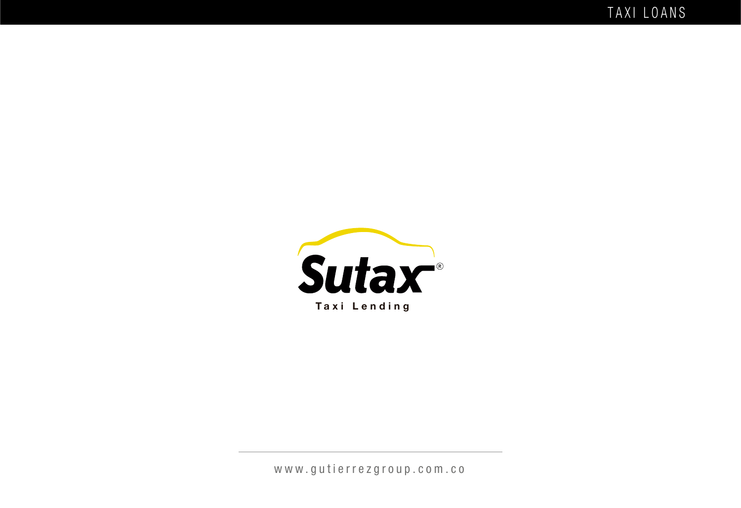TAXI LOANS

# Sutax®

Taxi Lending

www.gutierrezgroup.com.co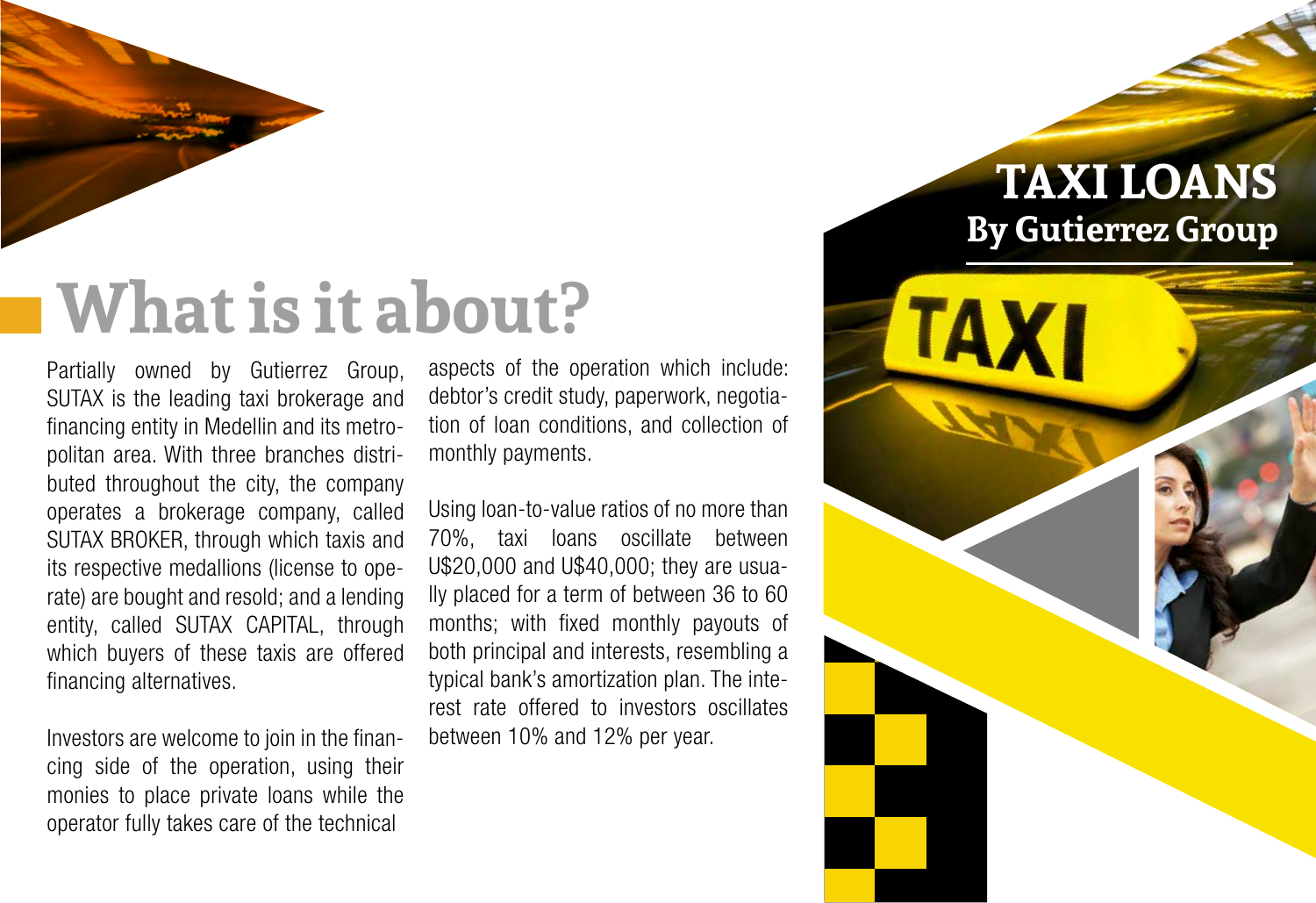# TAXI LOANS
## By Gutierrez Group

# What is it about?

Partially owned by Gutierrez Group, SUTAX is the leading taxi brokerage and financing entity in Medellin and its metropolitan area. With three branches distributed throughout the city, the company operates a brokerage company, called SUTAX BROKER, through which taxis and its respective medallions (license to operate) are bought and resold; and a lending entity, called SUTAX CAPITAL, through which buyers of these taxis are offered financing alternatives.

Investors are welcome to join in the financing side of the operation, using their monies to place private loans while the operator fully takes care of the technical aspects of the operation which include: debtor's credit study, paperwork, negotiation of loan conditions, and collection of monthly payments.

Using loan-to-value ratios of no more than 70%, taxi loans oscillate between U$20,000 and U$40,000; they are usually placed for a term of between 36 to 60 months; with fixed monthly payouts of both principal and interests, resembling a typical bank's amortization plan. The interest rate offered to investors oscillates between 10% and 12% per year.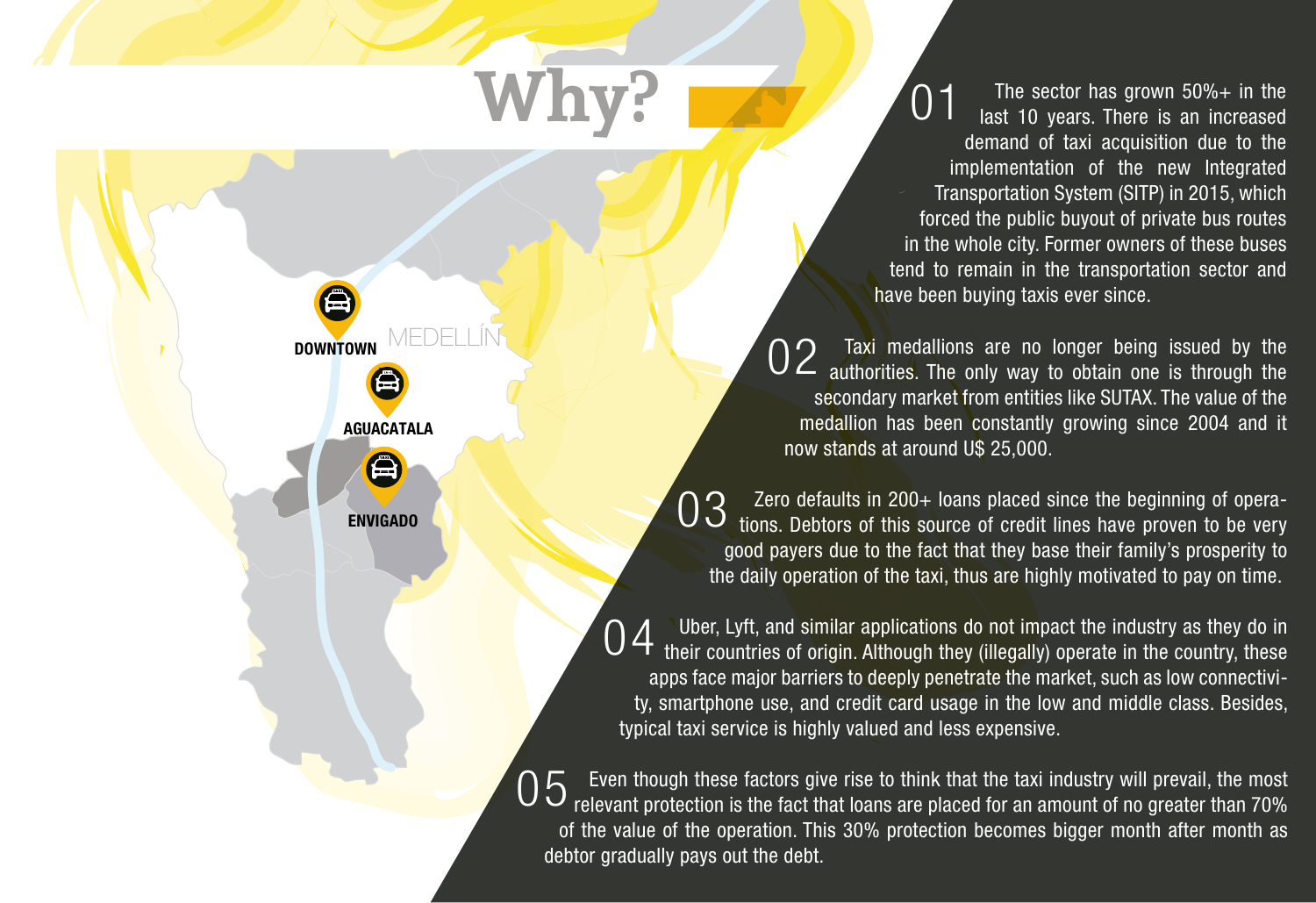# Why?

DOWNTOWN

MEDELLÍN

AGUACATALA

ENVIGADO

**01** The sector has grown 50%+ in the last 10 years. There is an increased demand of taxi acquisition due to the implementation of the new Integrated Transportation System (SITP) in 2015, which forced the public buyout of private bus routes in the whole city. Former owners of these buses tend to remain in the transportation sector and have been buying taxis ever since.

**02** Taxi medallions are no longer being issued by the authorities. The only way to obtain one is through the secondary market from entities like SUTAX. The value of the medallion has been constantly growing since 2004 and it now stands at around U$ 25,000.

**03** Zero defaults in 200+ loans placed since the beginning of operations. Debtors of this source of credit lines have proven to be very good payers due to the fact that they base their family's prosperity to the daily operation of the taxi, thus are highly motivated to pay on time.

**04** Uber, Lyft, and similar applications do not impact the industry as they do in their countries of origin. Although they (illegally) operate in the country, these apps face major barriers to deeply penetrate the market, such as low connectivity, smartphone use, and credit card usage in the low and middle class. Besides, typical taxi service is highly valued and less expensive.

**05** Even though these factors give rise to think that the taxi industry will prevail, the most relevant protection is the fact that loans are placed for an amount of no greater than 70% of the value of the operation. This 30% protection becomes bigger month after month as debtor gradually pays out the debt.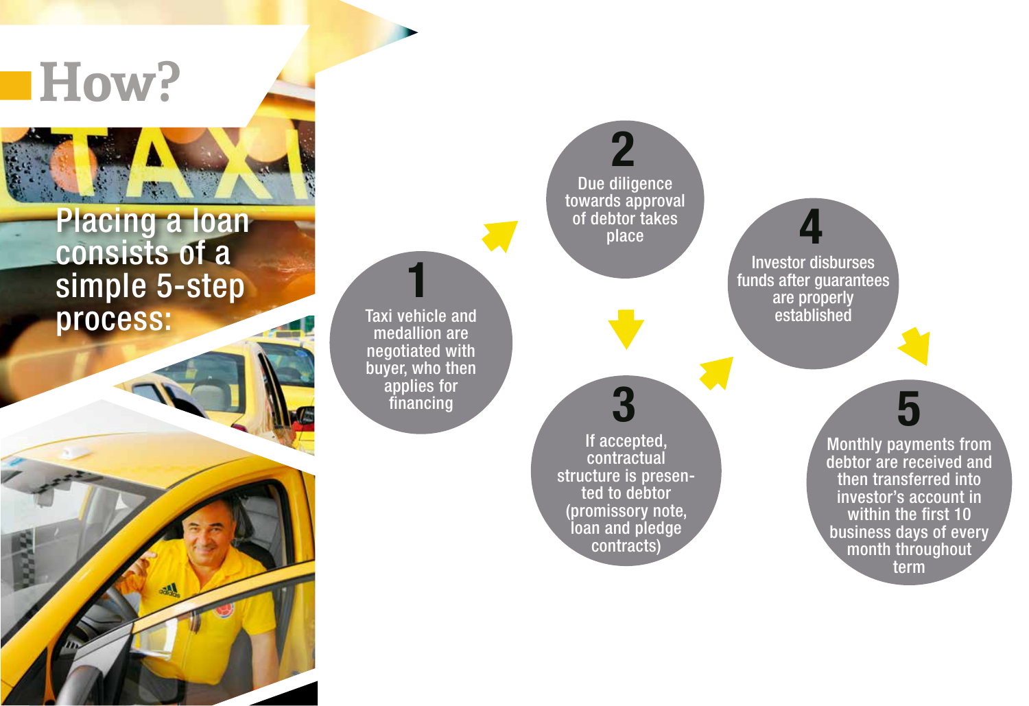# How?

Placing a loan consists of a simple 5-step process:

1. Taxi vehicle and medallion are negotiated with buyer, who then applies for financing
2. Due diligence towards approval of debtor takes place
3. If accepted, contractual structure is presented to debtor (promissory note, loan and pledge contracts)
4. Investor disburses funds after guarantees are properly established
5. Monthly payments from debtor are received and then transferred into investor's account in within the first 10 business days of every month throughout term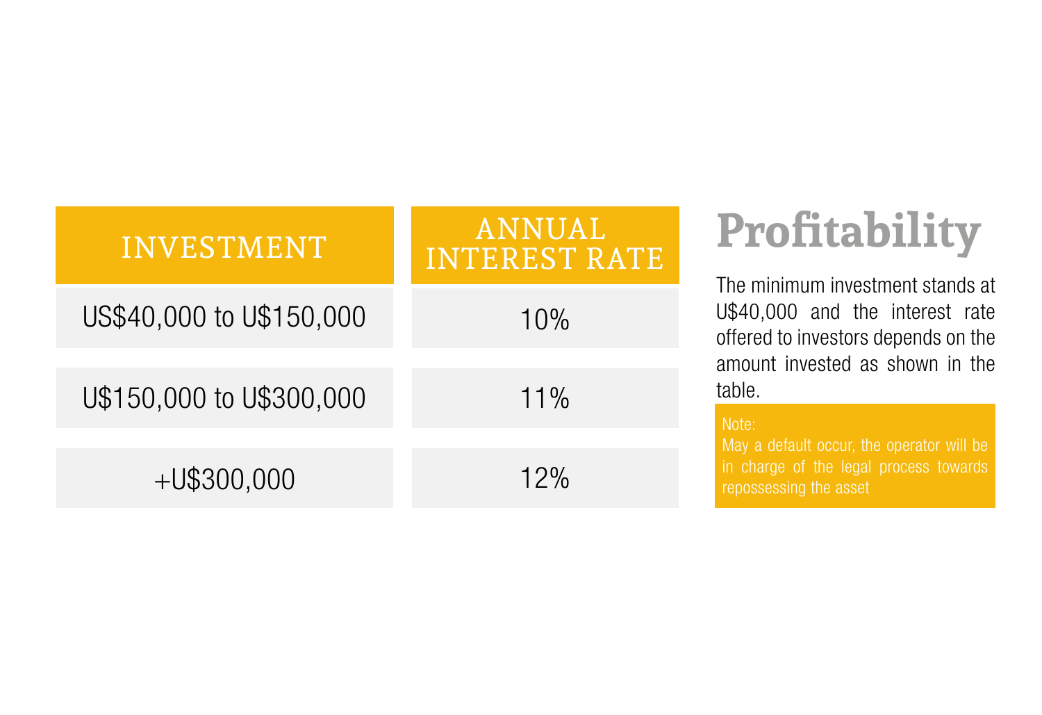# Profitability

| INVESTMENT | ANNUAL INTEREST RATE |
|---|---|
| US$40,000 to U$150,000 | 10% |
| U$150,000 to U$300,000 | 11% |
| +U$300,000 | 12% |

The minimum investment stands at U$40,000 and the interest rate offered to investors depends on the amount invested as shown in the table.

Note:
May a default occur, the operator will be in charge of the legal process towards repossessing the asset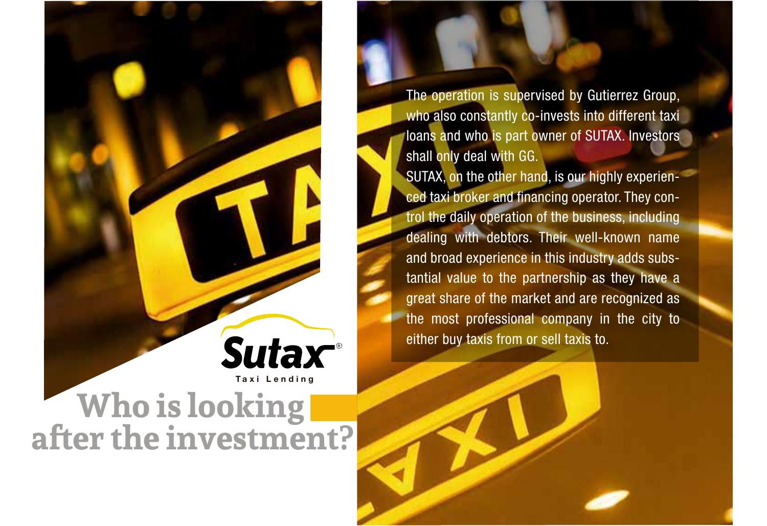Sutax®

Taxi Lending

# Who is looking after the investment?

The operation is supervised by Gutierrez Group, who also constantly co-invests into different taxi loans and who is part owner of SUTAX. Investors shall only deal with GG.

SUTAX, on the other hand, is our highly experienced taxi broker and financing operator. They control the daily operation of the business, including dealing with debtors. Their well-known name and broad experience in this industry adds substantial value to the partnership as they have a great share of the market and are recognized as the most professional company in the city to either buy taxis from or sell taxis to.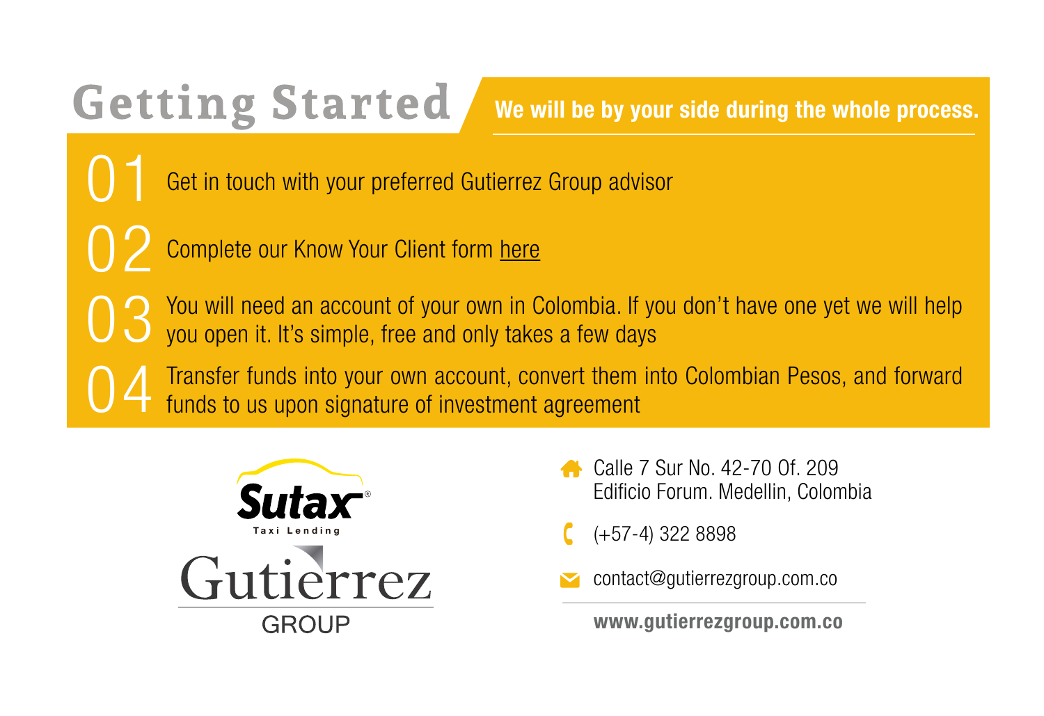# Getting Started

**We will be by your side during the whole process.**

01 Get in touch with your preferred Gutierrez Group advisor

02 Complete our Know Your Client form here

03 You will need an account of your own in Colombia. If you don't have one yet we will help you open it. It's simple, free and only takes a few days

04 Transfer funds into your own account, convert them into Colombian Pesos, and forward funds to us upon signature of investment agreement

Sutax® Taxi Lending

Gutierrez GROUP

Calle 7 Sur No. 42-70 Of. 209
Edificio Forum. Medellin, Colombia

(+57-4) 322 8898

contact@gutierrezgroup.com.co

**www.gutierrezgroup.com.co**